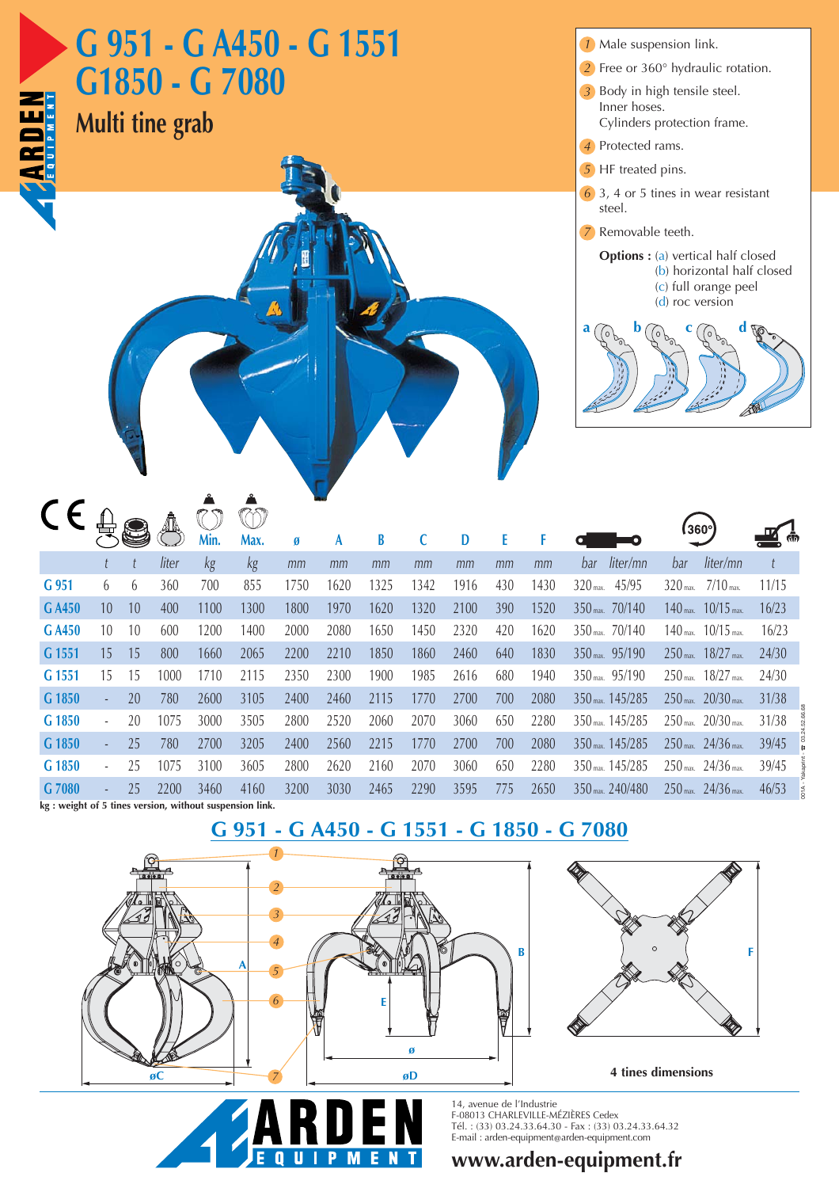# G 951 - G A450 - G 1551 G1850 - G 7080

## Multi tine grab

1. Male suspension link.
2. Free or 360° hydraulic rotation.
3. Body in high tensile steel. Inner hoses. Cylinders protection frame.
4. Protected rams.
5. HF treated pins.
6. 3, 4 or 5 tines in wear resistant steel.
7. Removable teeth.

**Options :** (a) vertical half closed
(b) horizontal half closed
(c) full orange peel
(d) roc version

| | | | | Min. | Max. | ø | A | B | C | D | E | F | | | 360° | | |
|---|---|---|---|---|---|---|---|---|---|---|---|---|---|---|---|---|---|
| | t | t | liter | kg | kg | mm | mm | mm | mm | mm | mm | mm | bar | liter/mn | bar | liter/mn | t |
| G 951 | 6 | 6 | 360 | 700 | 855 | 1750 | 1620 | 1325 | 1342 | 1916 | 430 | 1430 | 320 max. | 45/95 | 320 max. | 7/10 max. | 11/15 |
| G A450 | 10 | 10 | 400 | 1100 | 1300 | 1800 | 1970 | 1620 | 1320 | 2100 | 390 | 1520 | 350 max. | 70/140 | 140 max. | 10/15 max. | 16/23 |
| G A450 | 10 | 10 | 600 | 1200 | 1400 | 2000 | 2080 | 1650 | 1450 | 2320 | 420 | 1620 | 350 max. | 70/140 | 140 max. | 10/15 max. | 16/23 |
| G 1551 | 15 | 15 | 800 | 1660 | 2065 | 2200 | 2210 | 1850 | 1860 | 2460 | 640 | 1830 | 350 max. | 95/190 | 250 max. | 18/27 max. | 24/30 |
| G 1551 | 15 | 15 | 1000 | 1710 | 2115 | 2350 | 2300 | 1900 | 1985 | 2616 | 680 | 1940 | 350 max. | 95/190 | 250 max. | 18/27 max. | 24/30 |
| G 1850 | - | 20 | 780 | 2600 | 3105 | 2400 | 2460 | 2115 | 1770 | 2700 | 700 | 2080 | 350 max. | 145/285 | 250 max. | 20/30 max. | 31/38 |
| G 1850 | - | 20 | 1075 | 3000 | 3505 | 2800 | 2520 | 2060 | 2070 | 3060 | 650 | 2280 | 350 max. | 145/285 | 250 max. | 20/30 max. | 31/38 |
| G 1850 | - | 25 | 780 | 2700 | 3205 | 2400 | 2560 | 2215 | 1770 | 2700 | 700 | 2080 | 350 max. | 145/285 | 250 max. | 24/36 max. | 39/45 |
| G 1850 | - | 25 | 1075 | 3100 | 3605 | 2800 | 2620 | 2160 | 2070 | 3060 | 650 | 2280 | 350 max. | 145/285 | 250 max. | 24/36 max. | 39/45 |
| G 7080 | - | 25 | 2200 | 3460 | 4160 | 3200 | 3030 | 2465 | 2290 | 3595 | 775 | 2650 | 350 max. | 240/480 | 250 max. | 24/36 max. | 46/53 |

**kg : weight of 5 tines version, without suspension link.**

## G 951 - G A450 - G 1551 - G 1850 - G 7080

**4 tines dimensions**

14, avenue de l'Industrie
F-08013 CHARLEVILLE-MÉZIÈRES Cedex
Tél. : (33) 03.24.33.64.30 - Fax : (33) 03.24.33.64.32
E-mail : arden-equipment@arden-equipment.com

**www.arden-equipment.fr**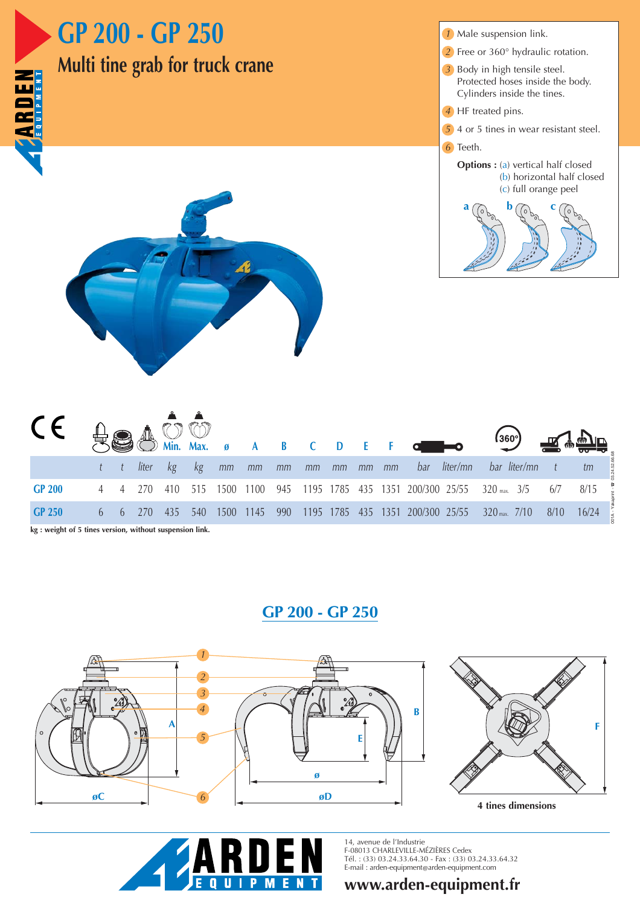# GP 200 - GP 250

## Multi tine grab for truck crane

1. Male suspension link.
2. Free or 360° hydraulic rotation.
3. Body in high tensile steel. Protected hoses inside the body. Cylinders inside the tines.
4. HF treated pins.
5. 4 or 5 tines in wear resistant steel.
6. Teeth.

**Options :** (a) vertical half closed
(b) horizontal half closed
(c) full orange peel

a b c

| | | | | Min. | Max. | ø | A | B | C | D | E | F | | | 360° | | | |
|---|---|---|---|---|---|---|---|---|---|---|---|---|---|---|---|---|---|---|
| | t | t | liter | kg | kg | mm | mm | mm | mm | mm | mm | mm | bar | liter/mn | bar | liter/mn | t | tm |
| **GP 200** | 4 | 4 | 270 | 410 | 515 | 1500 | 1100 | 945 | 1195 | 1785 | 435 | 1351 | 200/300 | 25/55 | 320 max. | 3/5 | 6/7 | 8/15 |
| **GP 250** | 6 | 6 | 270 | 435 | 540 | 1500 | 1145 | 990 | 1195 | 1785 | 435 | 1351 | 200/300 | 25/55 | 320 max. | 7/10 | 8/10 | 16/24 |

**kg : weight of 5 tines version, without suspension link.**

## GP 200 - GP 250

1 2 3 4 5 6

A B E F ø øC øD

**4 tines dimensions**

ARDEN EQUIPMENT

14, avenue de l'Industrie
F-08013 CHARLEVILLE-MÉZIÈRES Cedex
Tél. : (33) 03.24.33.64.30 - Fax : (33) 03.24.33.64.32
E-mail : arden-equipment@arden-equipment.com

**www.arden-equipment.fr**